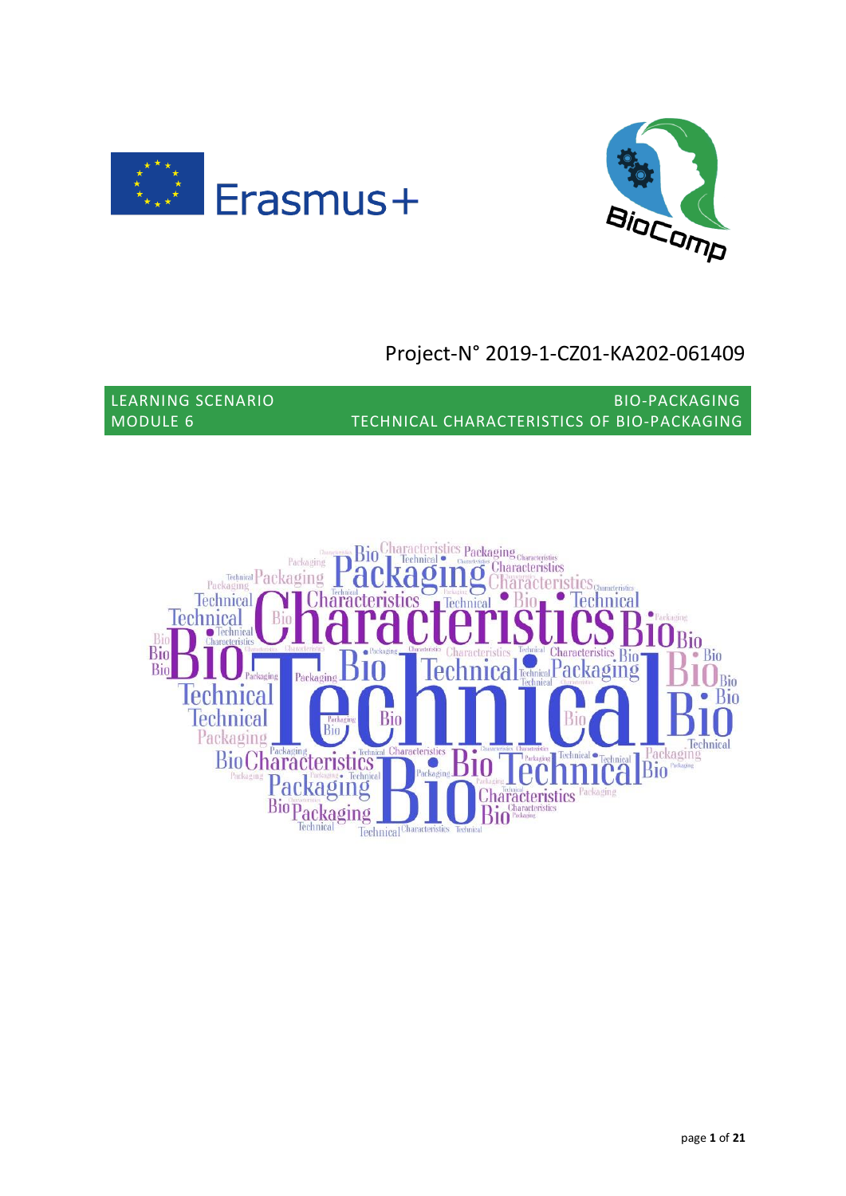Erasmus+

BioComp

Project-N° 2019-1-CZ01-KA202-061409

LEARNING SCENARIO
MODULE 6

BIO-PACKAGING
TECHNICAL CHARACTERISTICS OF BIO-PACKAGING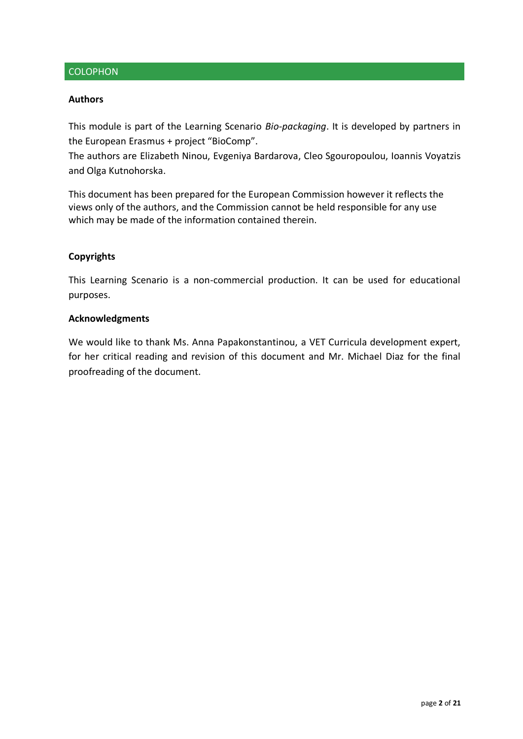## COLOPHON

### Authors

This module is part of the Learning Scenario *Bio-packaging*. It is developed by partners in the European Erasmus + project "BioComp".

The authors are Elizabeth Ninou, Evgeniya Bardarova, Cleo Sgouropoulou, Ioannis Voyatzis and Olga Kutnohorska.

This document has been prepared for the European Commission however it reflects the views only of the authors, and the Commission cannot be held responsible for any use which may be made of the information contained therein.

### Copyrights

This Learning Scenario is a non-commercial production. It can be used for educational purposes.

### Acknowledgments

We would like to thank Ms. Anna Papakonstantinou, a VET Curricula development expert, for her critical reading and revision of this document and Mr. Michael Diaz for the final proofreading of the document.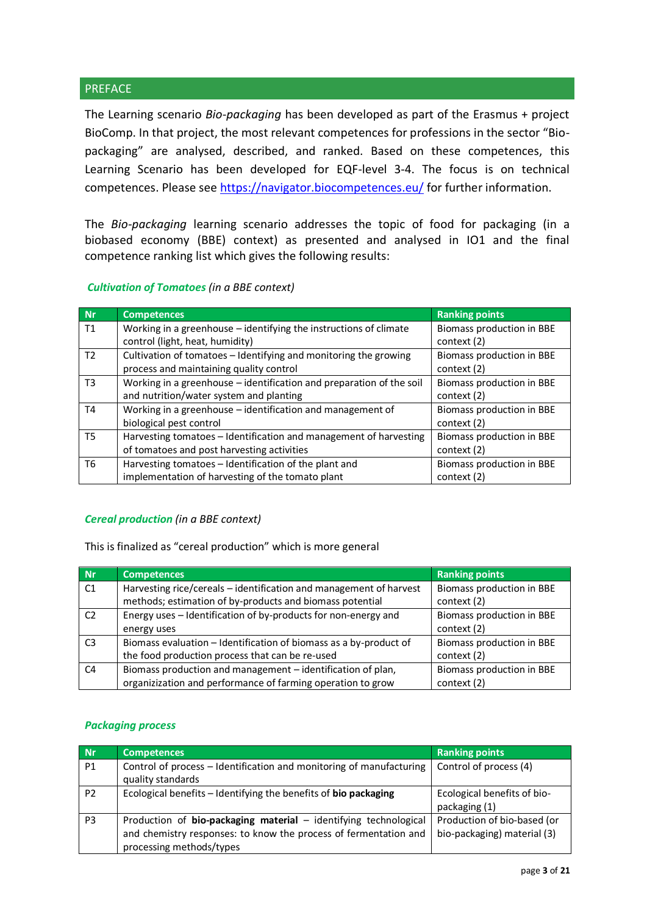## PREFACE

The Learning scenario *Bio-packaging* has been developed as part of the Erasmus + project BioComp. In that project, the most relevant competences for professions in the sector "Bio-packaging" are analysed, described, and ranked. Based on these competences, this Learning Scenario has been developed for EQF-level 3-4. The focus is on technical competences. Please see https://navigator.biocompetences.eu/ for further information.

The *Bio-packaging* learning scenario addresses the topic of food for packaging (in a biobased economy (BBE) context) as presented and analysed in IO1 and the final competence ranking list which gives the following results:

***Cultivation of Tomatoes*** *(in a BBE context)*

| Nr | Competences | Ranking points |
|---|---|---|
| T1 | Working in a greenhouse – identifying the instructions of climate control (light, heat, humidity) | Biomass production in BBE context (2) |
| T2 | Cultivation of tomatoes – Identifying and monitoring the growing process and maintaining quality control | Biomass production in BBE context (2) |
| T3 | Working in a greenhouse – identification and preparation of the soil and nutrition/water system and planting | Biomass production in BBE context (2) |
| T4 | Working in a greenhouse – identification and management of biological pest control | Biomass production in BBE context (2) |
| T5 | Harvesting tomatoes – Identification and management of harvesting of tomatoes and post harvesting activities | Biomass production in BBE context (2) |
| T6 | Harvesting tomatoes – Identification of the plant and implementation of harvesting of the tomato plant | Biomass production in BBE context (2) |

***Cereal production*** *(in a BBE context)*

This is finalized as "cereal production" which is more general

| Nr | Competences | Ranking points |
|---|---|---|
| C1 | Harvesting rice/cereals – identification and management of harvest methods; estimation of by-products and biomass potential | Biomass production in BBE context (2) |
| C2 | Energy uses – Identification of by-products for non-energy and energy uses | Biomass production in BBE context (2) |
| C3 | Biomass evaluation – Identification of biomass as a by-product of the food production process that can be re-used | Biomass production in BBE context (2) |
| C4 | Biomass production and management – identification of plan, organizization and performance of farming operation to grow | Biomass production in BBE context (2) |

***Packaging process***

| Nr | Competences | Ranking points |
|---|---|---|
| P1 | Control of process – Identification and monitoring of manufacturing quality standards | Control of process (4) |
| P2 | Ecological benefits – Identifying the benefits of **bio packaging** | Ecological benefits of bio-packaging (1) |
| P3 | Production of **bio-packaging material** – identifying technological and chemistry responses: to know the process of fermentation and processing methods/types | Production of bio-based (or bio-packaging) material (3) |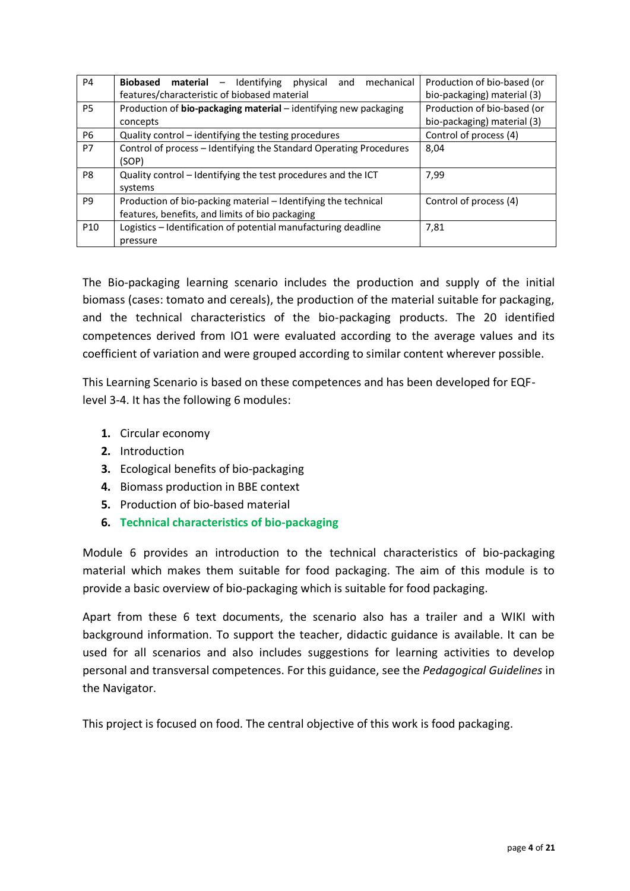| P4 | **Biobased material** – Identifying physical and mechanical features/characteristic of biobased material | Production of bio-based (or bio-packaging) material (3) |
|---|---|---|
| P5 | Production of **bio-packaging material** – identifying new packaging concepts | Production of bio-based (or bio-packaging) material (3) |
| P6 | Quality control – identifying the testing procedures | Control of process (4) |
| P7 | Control of process – Identifying the Standard Operating Procedures (SOP) | 8,04 |
| P8 | Quality control – Identifying the test procedures and the ICT systems | 7,99 |
| P9 | Production of bio-packing material – Identifying the technical features, benefits, and limits of bio packaging | Control of process (4) |
| P10 | Logistics – Identification of potential manufacturing deadline pressure | 7,81 |

The Bio-packaging learning scenario includes the production and supply of the initial biomass (cases: tomato and cereals), the production of the material suitable for packaging, and the technical characteristics of the bio-packaging products. The 20 identified competences derived from IO1 were evaluated according to the average values and its coefficient of variation and were grouped according to similar content wherever possible.

This Learning Scenario is based on these competences and has been developed for EQF-level 3-4. It has the following 6 modules:

1. Circular economy
2. Introduction
3. Ecological benefits of bio-packaging
4. Biomass production in BBE context
5. Production of bio-based material
6. **Technical characteristics of bio-packaging**

Module 6 provides an introduction to the technical characteristics of bio-packaging material which makes them suitable for food packaging. The aim of this module is to provide a basic overview of bio-packaging which is suitable for food packaging.

Apart from these 6 text documents, the scenario also has a trailer and a WIKI with background information. To support the teacher, didactic guidance is available. It can be used for all scenarios and also includes suggestions for learning activities to develop personal and transversal competences. For this guidance, see the *Pedagogical Guidelines* in the Navigator.

This project is focused on food. The central objective of this work is food packaging.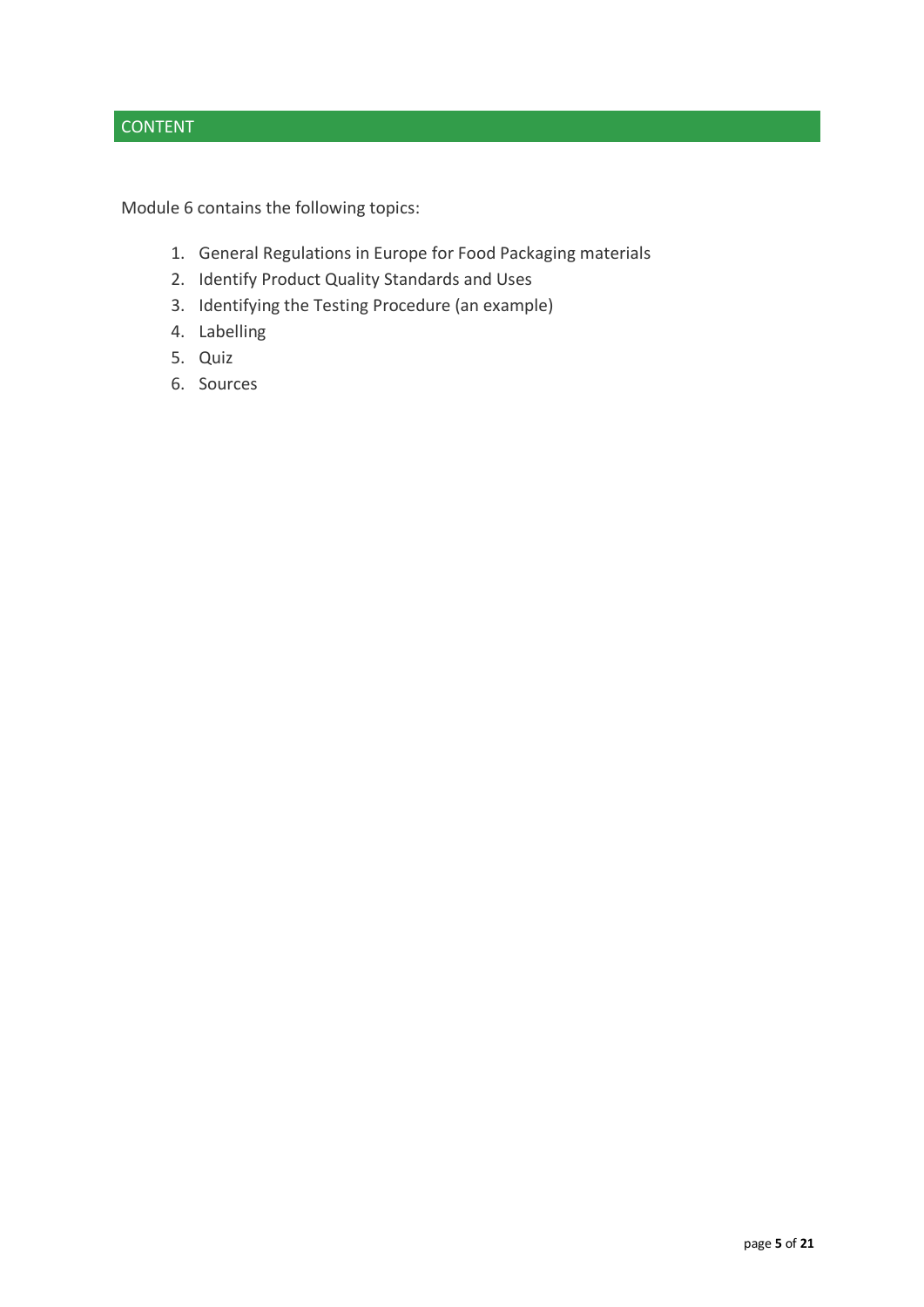## CONTENT

Module 6 contains the following topics:

1. General Regulations in Europe for Food Packaging materials
2. Identify Product Quality Standards and Uses
3. Identifying the Testing Procedure (an example)
4. Labelling
5. Quiz
6. Sources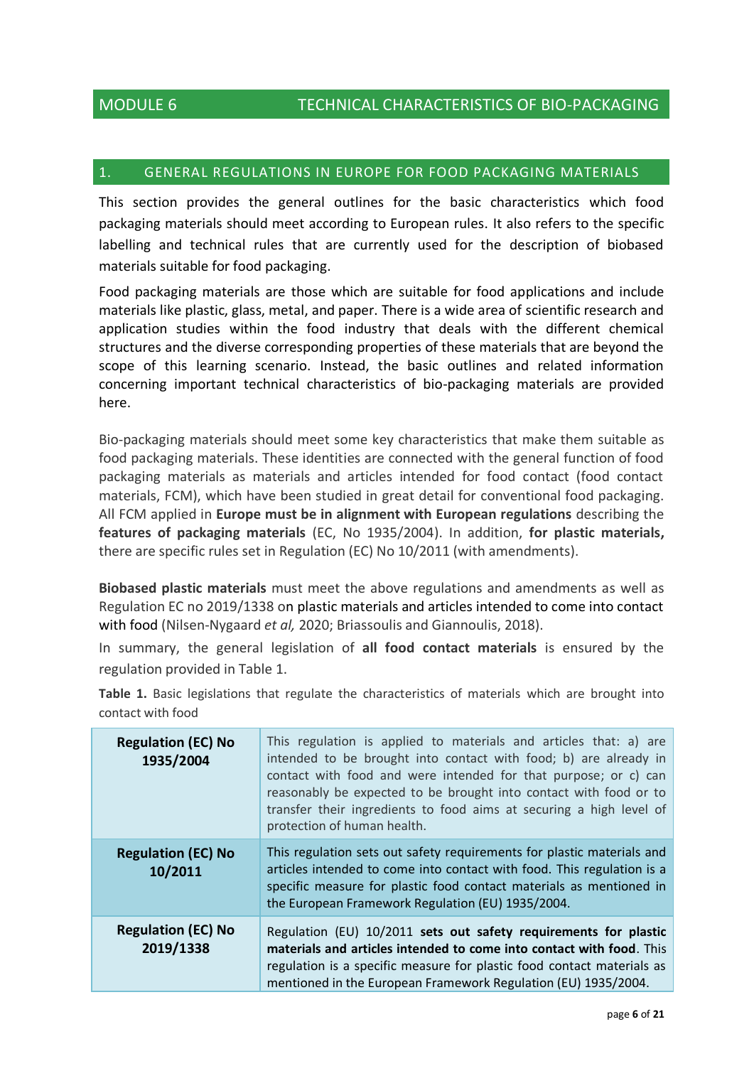## MODULE 6 TECHNICAL CHARACTERISTICS OF BIO-PACKAGING

### 1. GENERAL REGULATIONS IN EUROPE FOR FOOD PACKAGING MATERIALS

This section provides the general outlines for the basic characteristics which food packaging materials should meet according to European rules. It also refers to the specific labelling and technical rules that are currently used for the description of biobased materials suitable for food packaging.

Food packaging materials are those which are suitable for food applications and include materials like plastic, glass, metal, and paper. There is a wide area of scientific research and application studies within the food industry that deals with the different chemical structures and the diverse corresponding properties of these materials that are beyond the scope of this learning scenario. Instead, the basic outlines and related information concerning important technical characteristics of bio-packaging materials are provided here.

Bio-packaging materials should meet some key characteristics that make them suitable as food packaging materials. These identities are connected with the general function of food packaging materials as materials and articles intended for food contact (food contact materials, FCM), which have been studied in great detail for conventional food packaging. All FCM applied in **Europe must be in alignment with European regulations** describing the **features of packaging materials** (EC, No 1935/2004). In addition, **for plastic materials,** there are specific rules set in Regulation (EC) No 10/2011 (with amendments).

**Biobased plastic materials** must meet the above regulations and amendments as well as Regulation EC no 2019/1338 on plastic materials and articles intended to come into contact with food (Nilsen-Nygaard *et al,* 2020; Briassoulis and Giannoulis, 2018).

In summary, the general legislation of **all food contact materials** is ensured by the regulation provided in Table 1.

**Table 1.** Basic legislations that regulate the characteristics of materials which are brought into contact with food

| | |
|---|---|
| **Regulation (EC) No 1935/2004** | This regulation is applied to materials and articles that: a) are intended to be brought into contact with food; b) are already in contact with food and were intended for that purpose; or c) can reasonably be expected to be brought into contact with food or to transfer their ingredients to food aims at securing a high level of protection of human health. |
| **Regulation (EC) No 10/2011** | This regulation sets out safety requirements for plastic materials and articles intended to come into contact with food. This regulation is a specific measure for plastic food contact materials as mentioned in the European Framework Regulation (EU) 1935/2004. |
| **Regulation (EC) No 2019/1338** | Regulation (EU) 10/2011 **sets out safety requirements for plastic materials and articles intended to come into contact with food**. This regulation is a specific measure for plastic food contact materials as mentioned in the European Framework Regulation (EU) 1935/2004. |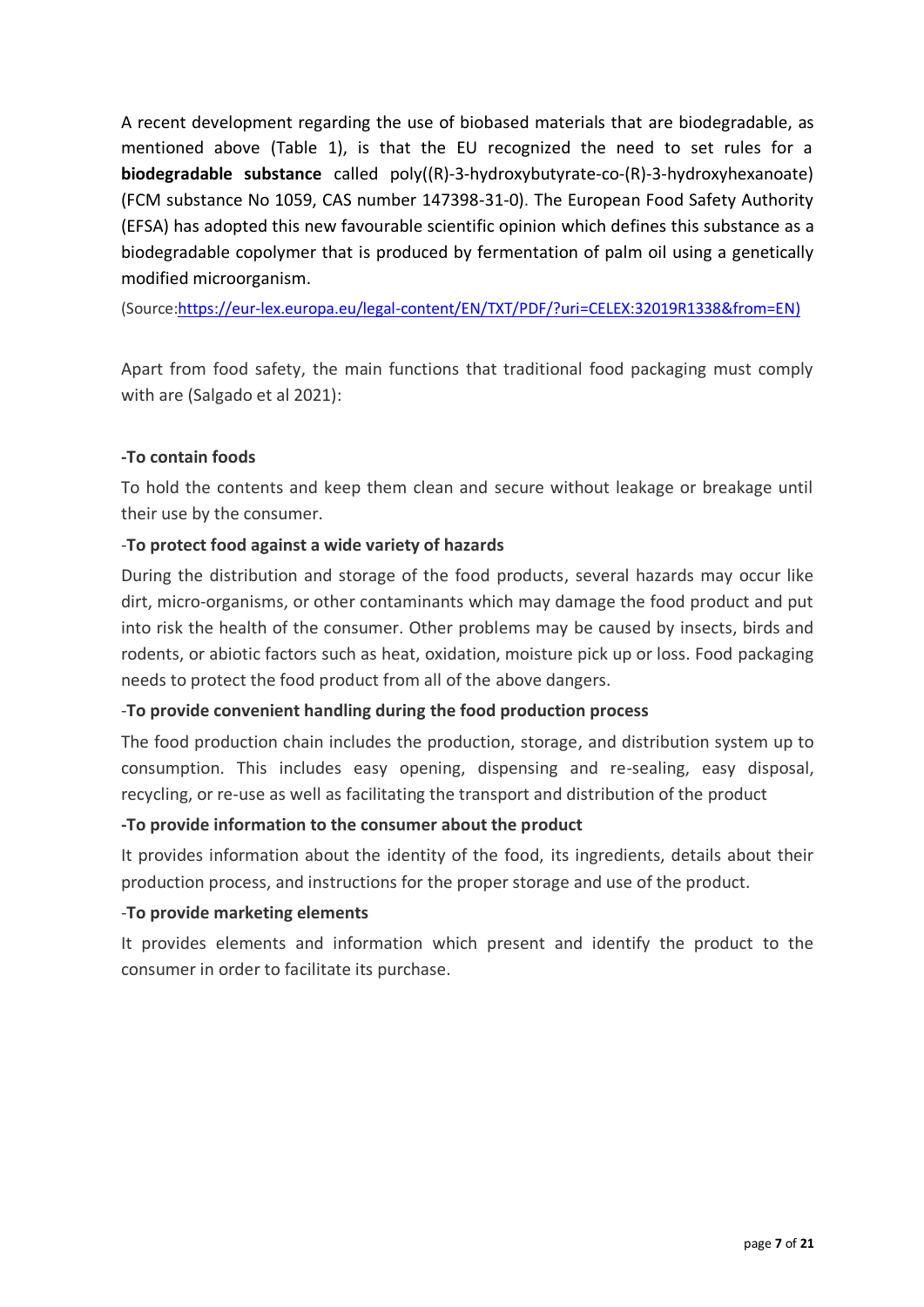A recent development regarding the use of biobased materials that are biodegradable, as mentioned above (Table 1), is that the EU recognized the need to set rules for a **biodegradable substance** called poly((R)-3-hydroxybutyrate-co-(R)-3-hydroxyhexanoate) (FCM substance No 1059, CAS number 147398-31-0). The European Food Safety Authority (EFSA) has adopted this new favourable scientific opinion which defines this substance as a biodegradable copolymer that is produced by fermentation of palm oil using a genetically modified microorganism.

(Source:https://eur-lex.europa.eu/legal-content/EN/TXT/PDF/?uri=CELEX:32019R1338&from=EN)

Apart from food safety, the main functions that traditional food packaging must comply with are (Salgado et al 2021):

**-To contain foods**

To hold the contents and keep them clean and secure without leakage or breakage until their use by the consumer.

-**To protect food against a wide variety of hazards**

During the distribution and storage of the food products, several hazards may occur like dirt, micro-organisms, or other contaminants which may damage the food product and put into risk the health of the consumer. Other problems may be caused by insects, birds and rodents, or abiotic factors such as heat, oxidation, moisture pick up or loss. Food packaging needs to protect the food product from all of the above dangers.

-**To provide convenient handling during the food production process**

The food production chain includes the production, storage, and distribution system up to consumption. This includes easy opening, dispensing and re-sealing, easy disposal, recycling, or re-use as well as facilitating the transport and distribution of the product

**-To provide information to the consumer about the product**

It provides information about the identity of the food, its ingredients, details about their production process, and instructions for the proper storage and use of the product.

-**To provide marketing elements**

It provides elements and information which present and identify the product to the consumer in order to facilitate its purchase.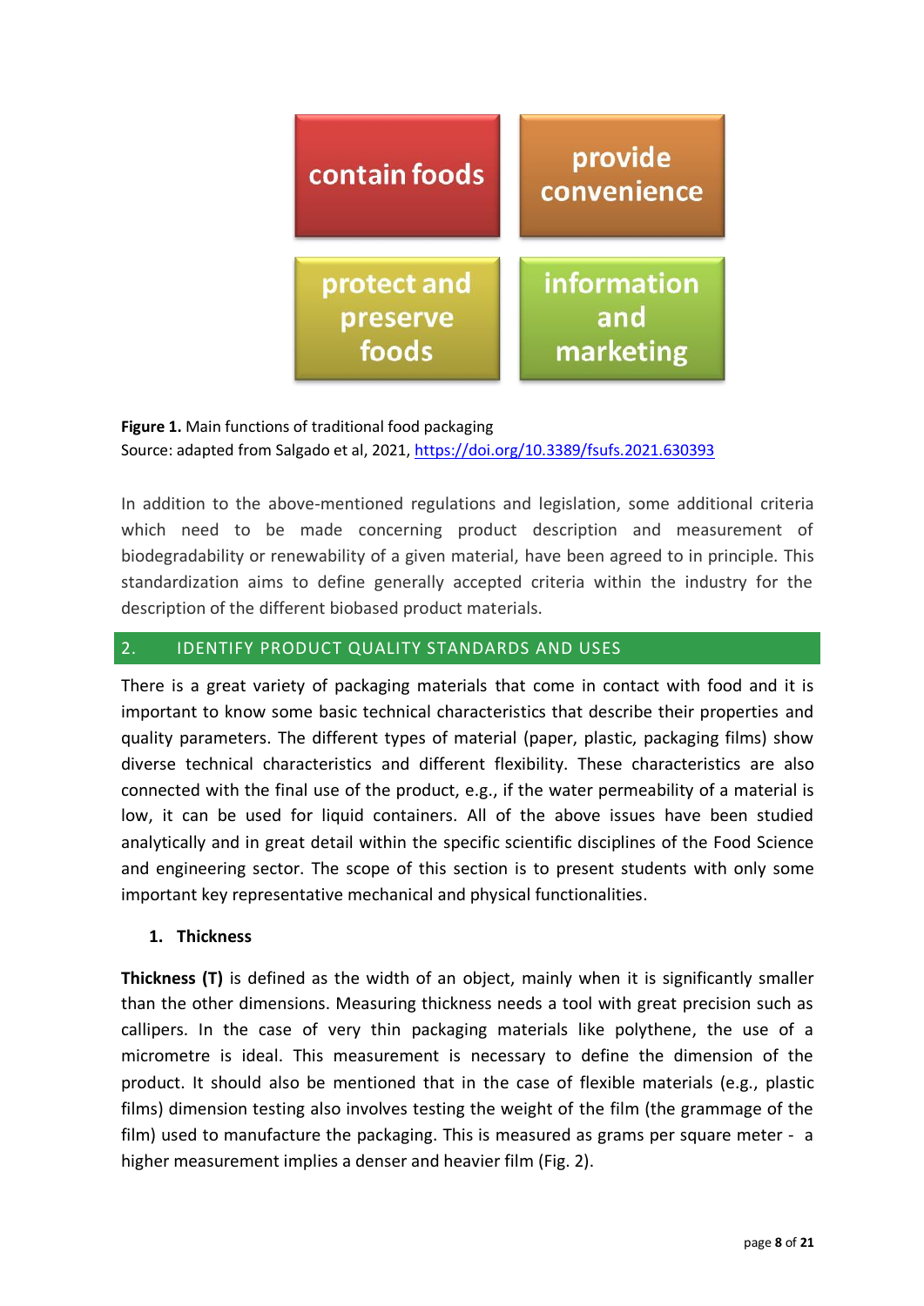contain foods | provide convenience
protect and preserve foods | information and marketing

**Figure 1.** Main functions of traditional food packaging
Source: adapted from Salgado et al, 2021, https://doi.org/10.3389/fsufs.2021.630393

In addition to the above-mentioned regulations and legislation, some additional criteria which need to be made concerning product description and measurement of biodegradability or renewability of a given material, have been agreed to in principle. This standardization aims to define generally accepted criteria within the industry for the description of the different biobased product materials.

## 2. IDENTIFY PRODUCT QUALITY STANDARDS AND USES

There is a great variety of packaging materials that come in contact with food and it is important to know some basic technical characteristics that describe their properties and quality parameters. The different types of material (paper, plastic, packaging films) show diverse technical characteristics and different flexibility. These characteristics are also connected with the final use of the product, e.g., if the water permeability of a material is low, it can be used for liquid containers. All of the above issues have been studied analytically and in great detail within the specific scientific disciplines of the Food Science and engineering sector. The scope of this section is to present students with only some important key representative mechanical and physical functionalities.

### 1. Thickness

**Thickness (T)** is defined as the width of an object, mainly when it is significantly smaller than the other dimensions. Measuring thickness needs a tool with great precision such as callipers. In the case of very thin packaging materials like polythene, the use of a micrometre is ideal. This measurement is necessary to define the dimension of the product. It should also be mentioned that in the case of flexible materials (e.g., plastic films) dimension testing also involves testing the weight of the film (the grammage of the film) used to manufacture the packaging. This is measured as grams per square meter - a higher measurement implies a denser and heavier film (Fig. 2).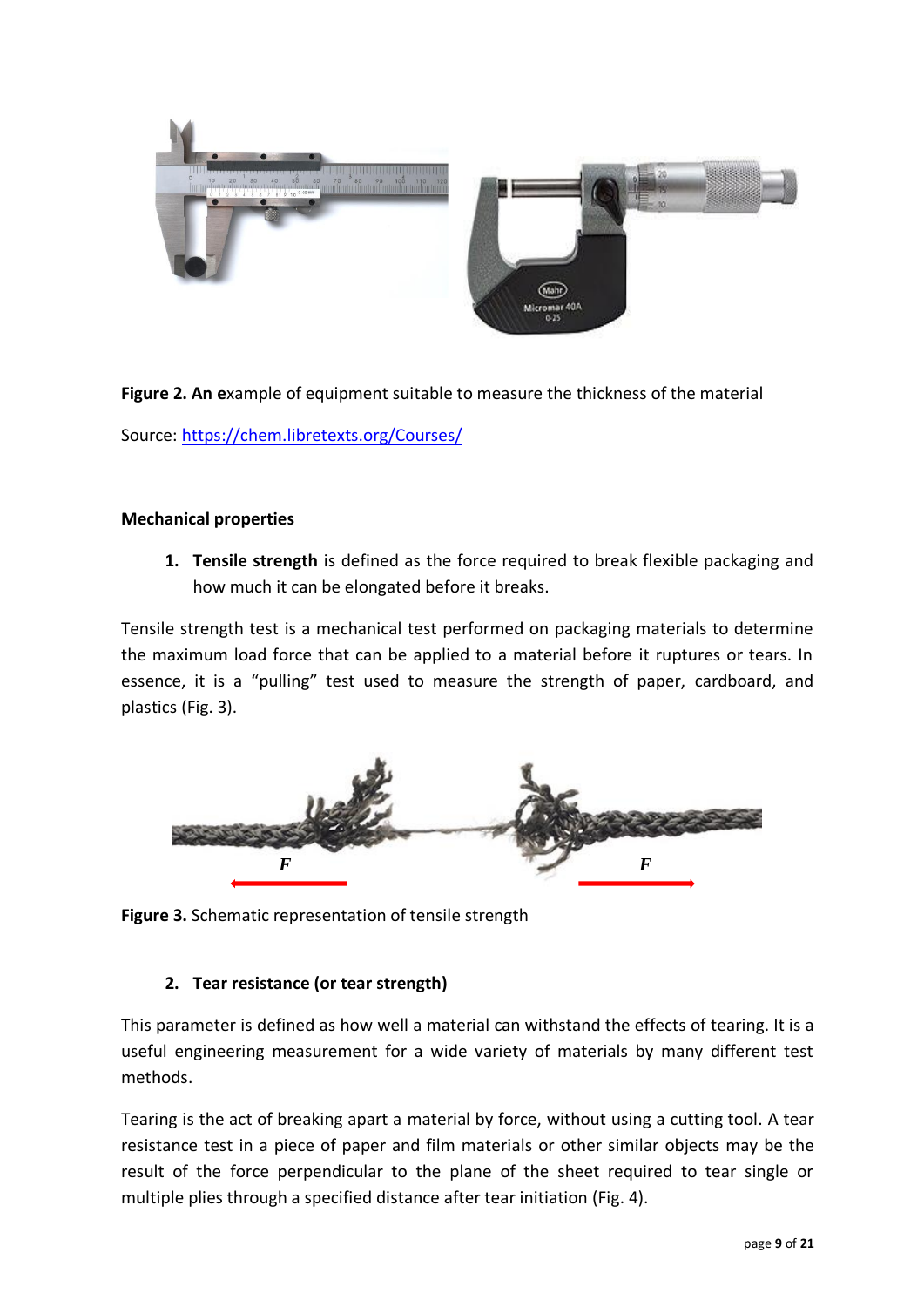**Figure 2. An e**xample of equipment suitable to measure the thickness of the material

Source: [https://chem.libretexts.org/Courses/](https://chem.libretexts.org/Courses/)

**Mechanical properties**

1. **Tensile strength** is defined as the force required to break flexible packaging and how much it can be elongated before it breaks.

Tensile strength test is a mechanical test performed on packaging materials to determine the maximum load force that can be applied to a material before it ruptures or tears. In essence, it is a "pulling" test used to measure the strength of paper, cardboard, and plastics (Fig. 3).

**Figure 3.** Schematic representation of tensile strength

2. **Tear resistance (or tear strength)**

This parameter is defined as how well a material can withstand the effects of tearing. It is a useful engineering measurement for a wide variety of materials by many different test methods.

Tearing is the act of breaking apart a material by force, without using a cutting tool. A tear resistance test in a piece of paper and film materials or other similar objects may be the result of the force perpendicular to the plane of the sheet required to tear single or multiple plies through a specified distance after tear initiation (Fig. 4).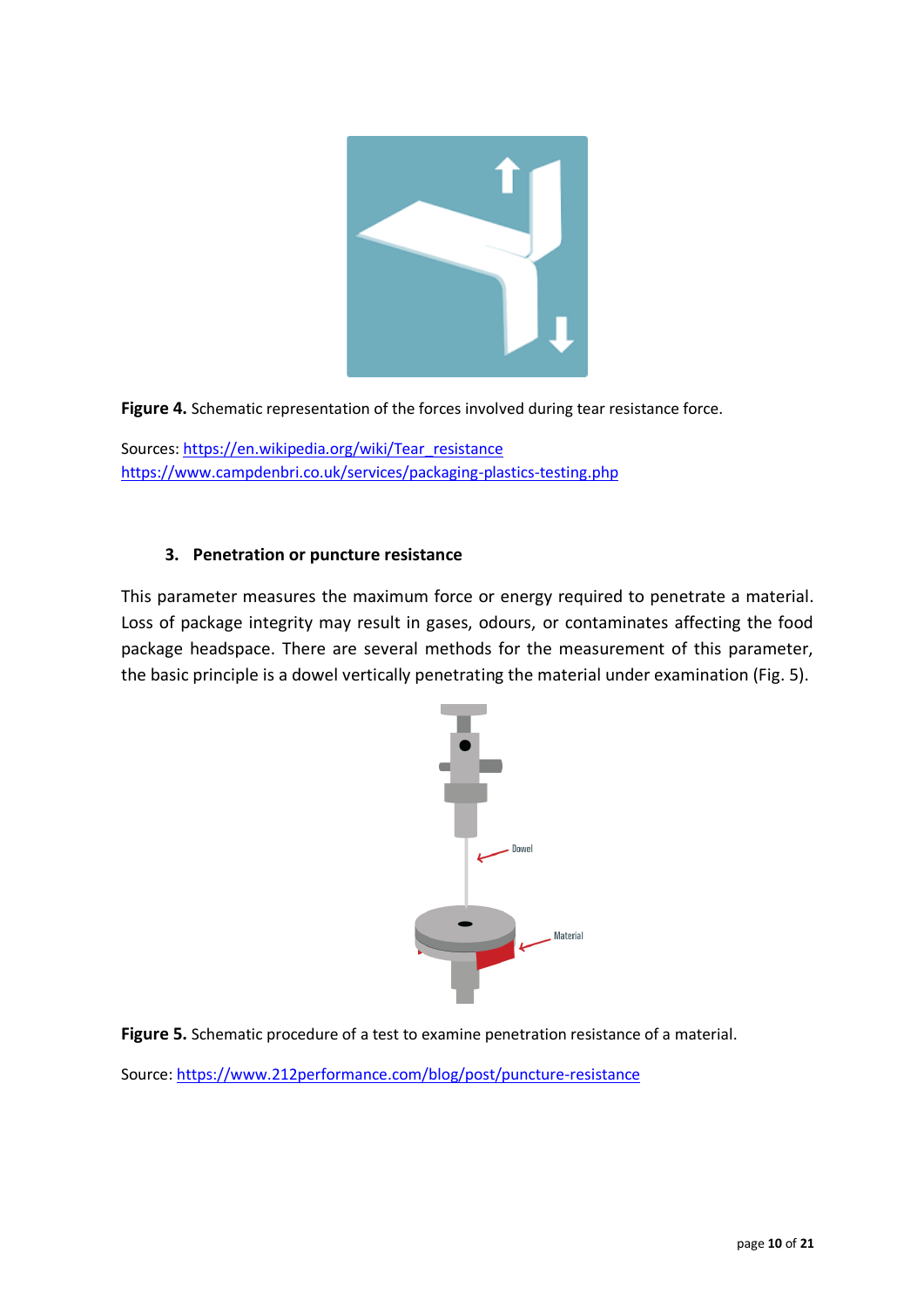**Figure 4.** Schematic representation of the forces involved during tear resistance force.

Sources: https://en.wikipedia.org/wiki/Tear_resistance
https://www.campdenbri.co.uk/services/packaging-plastics-testing.php

### 3. Penetration or puncture resistance

This parameter measures the maximum force or energy required to penetrate a material. Loss of package integrity may result in gases, odours, or contaminates affecting the food package headspace. There are several methods for the measurement of this parameter, the basic principle is a dowel vertically penetrating the material under examination (Fig. 5).

**Figure 5.** Schematic procedure of a test to examine penetration resistance of a material.

Source: https://www.212performance.com/blog/post/puncture-resistance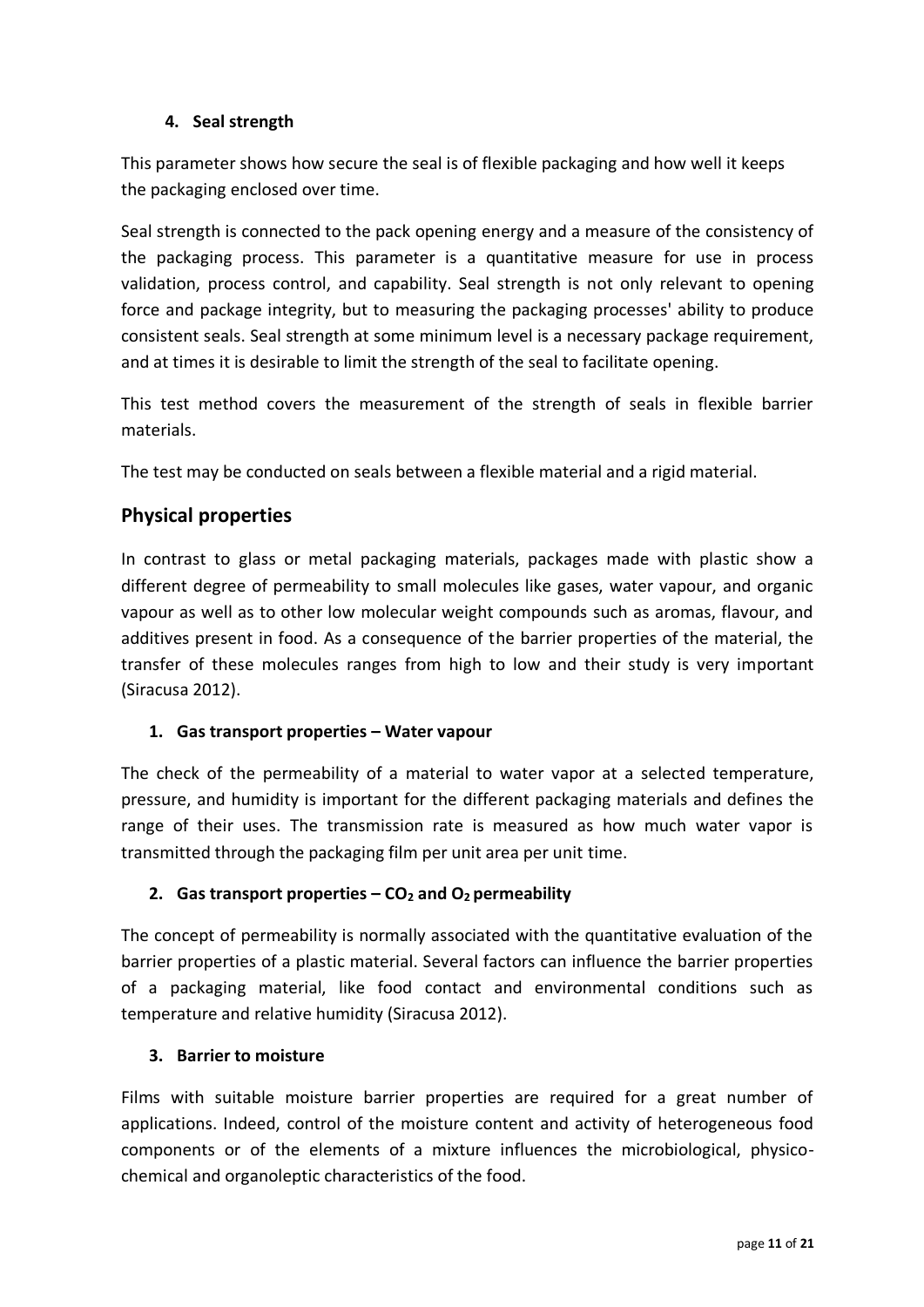#### 4. Seal strength

This parameter shows how secure the seal is of flexible packaging and how well it keeps the packaging enclosed over time.

Seal strength is connected to the pack opening energy and a measure of the consistency of the packaging process. This parameter is a quantitative measure for use in process validation, process control, and capability. Seal strength is not only relevant to opening force and package integrity, but to measuring the packaging processes' ability to produce consistent seals. Seal strength at some minimum level is a necessary package requirement, and at times it is desirable to limit the strength of the seal to facilitate opening.

This test method covers the measurement of the strength of seals in flexible barrier materials.

The test may be conducted on seals between a flexible material and a rigid material.

## Physical properties

In contrast to glass or metal packaging materials, packages made with plastic show a different degree of permeability to small molecules like gases, water vapour, and organic vapour as well as to other low molecular weight compounds such as aromas, flavour, and additives present in food. As a consequence of the barrier properties of the material, the transfer of these molecules ranges from high to low and their study is very important (Siracusa 2012).

#### 1. Gas transport properties – Water vapour

The check of the permeability of a material to water vapor at a selected temperature, pressure, and humidity is important for the different packaging materials and defines the range of their uses. The transmission rate is measured as how much water vapor is transmitted through the packaging film per unit area per unit time.

#### 2. Gas transport properties – $CO_2$ and $O_2$ permeability

The concept of permeability is normally associated with the quantitative evaluation of the barrier properties of a plastic material. Several factors can influence the barrier properties of a packaging material, like food contact and environmental conditions such as temperature and relative humidity (Siracusa 2012).

#### 3. Barrier to moisture

Films with suitable moisture barrier properties are required for a great number of applications. Indeed, control of the moisture content and activity of heterogeneous food components or of the elements of a mixture influences the microbiological, physico-chemical and organoleptic characteristics of the food.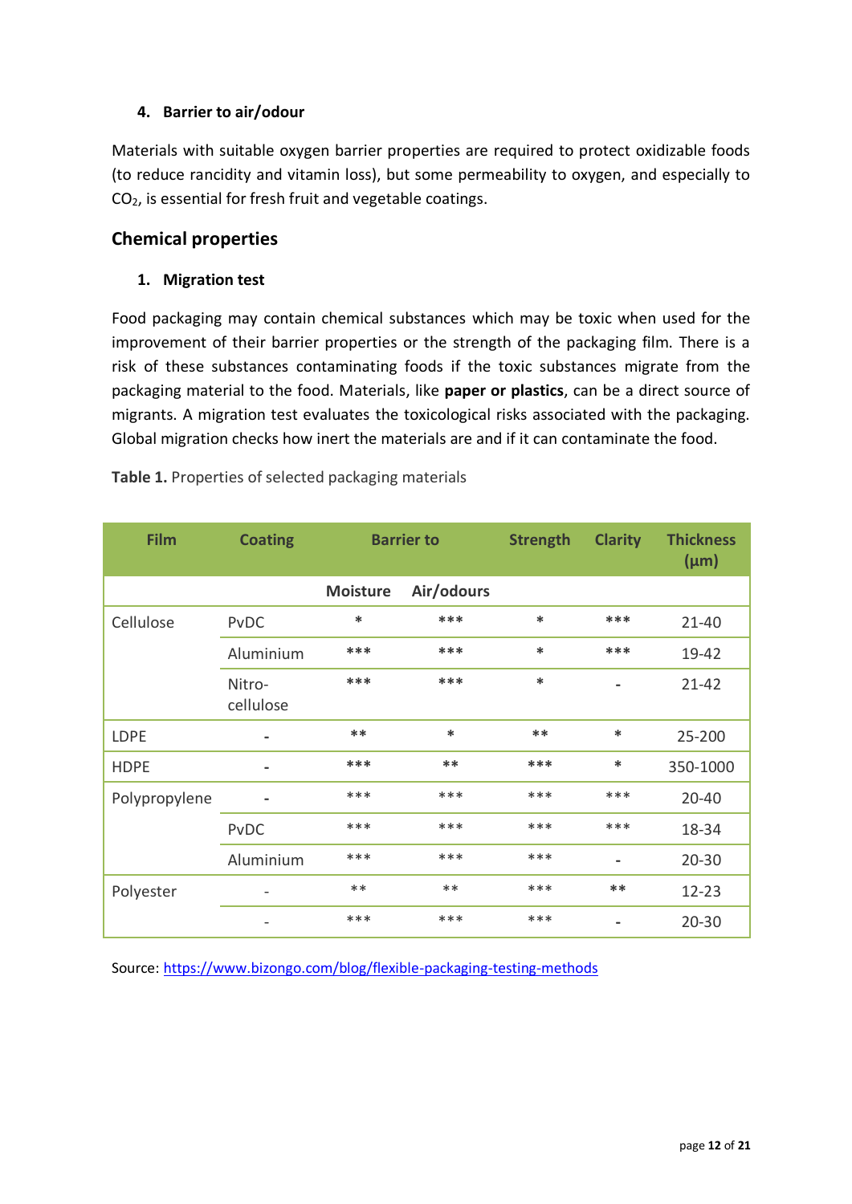#### 4. Barrier to air/odour

Materials with suitable oxygen barrier properties are required to protect oxidizable foods (to reduce rancidity and vitamin loss), but some permeability to oxygen, and especially to $CO_2$, is essential for fresh fruit and vegetable coatings.

### Chemical properties

#### 1. Migration test

Food packaging may contain chemical substances which may be toxic when used for the improvement of their barrier properties or the strength of the packaging film. There is a risk of these substances contaminating foods if the toxic substances migrate from the packaging material to the food. Materials, like **paper or plastics**, can be a direct source of migrants. A migration test evaluates the toxicological risks associated with the packaging. Global migration checks how inert the materials are and if it can contaminate the food.

**Table 1.** Properties of selected packaging materials

| Film | Coating | Barrier to | | Strength | Clarity | Thickness (µm) |
|---|---|---|---|---|---|---|
| | | Moisture | Air/odours | | | |
| Cellulose | PvDC | * | *** | * | *** | 21-40 |
| | Aluminium | *** | *** | * | *** | 19-42 |
| | Nitro-cellulose | *** | *** | * | - | 21-42 |
| LDPE | - | ** | * | ** | * | 25-200 |
| HDPE | - | *** | ** | *** | * | 350-1000 |
| Polypropylene | - | *** | *** | *** | *** | 20-40 |
| | PvDC | *** | *** | *** | *** | 18-34 |
| | Aluminium | *** | *** | *** | - | 20-30 |
| Polyester | - | ** | ** | *** | ** | 12-23 |
| | - | *** | *** | *** | - | 20-30 |

Source: https://www.bizongo.com/blog/flexible-packaging-testing-methods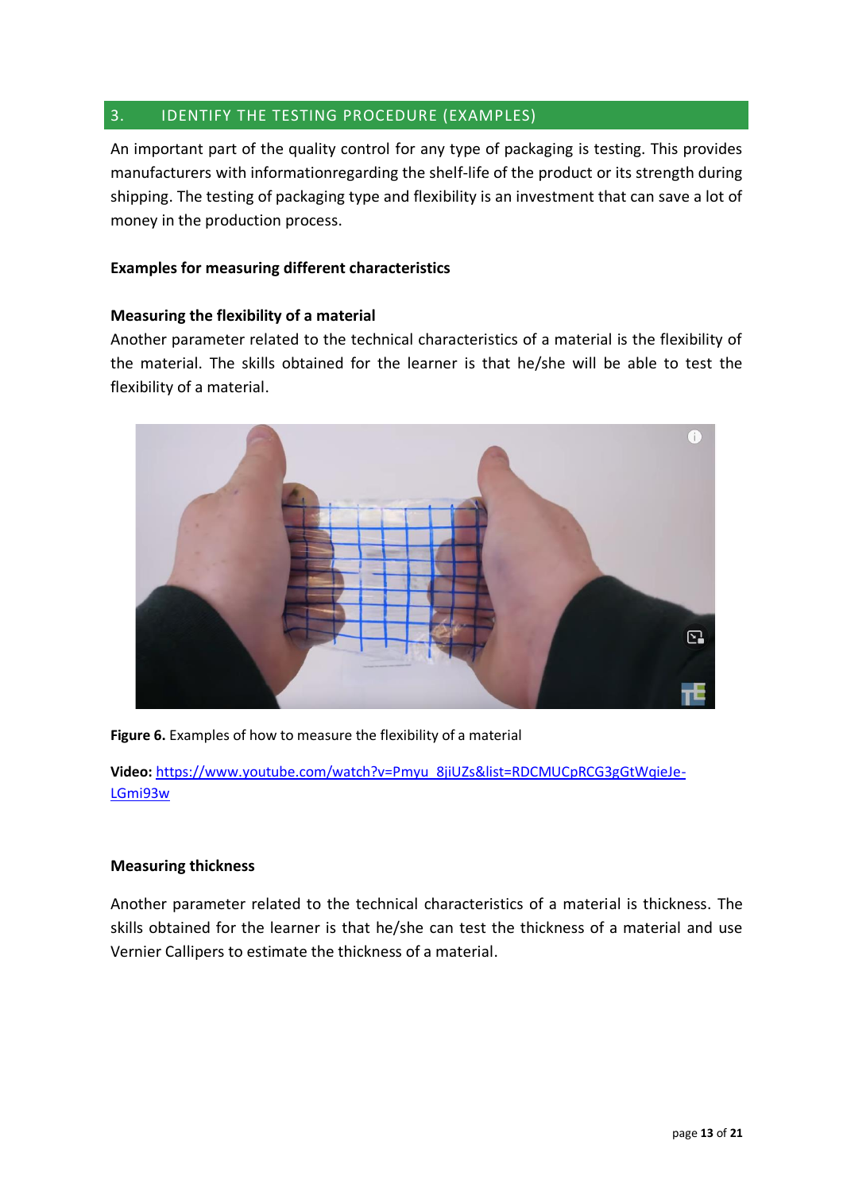## 3. IDENTIFY THE TESTING PROCEDURE (EXAMPLES)

An important part of the quality control for any type of packaging is testing. This provides manufacturers with informationregarding the shelf-life of the product or its strength during shipping. The testing of packaging type and flexibility is an investment that can save a lot of money in the production process.

**Examples for measuring different characteristics**

**Measuring the flexibility of a material**

Another parameter related to the technical characteristics of a material is the flexibility of the material. The skills obtained for the learner is that he/she will be able to test the flexibility of a material.

**Figure 6.** Examples of how to measure the flexibility of a material

**Video:** https://www.youtube.com/watch?v=Pmyu_8jiUZs&list=RDCMUCpRCG3gGtWqieJe-LGmi93w

**Measuring thickness**

Another parameter related to the technical characteristics of a material is thickness. The skills obtained for the learner is that he/she can test the thickness of a material and use Vernier Callipers to estimate the thickness of a material.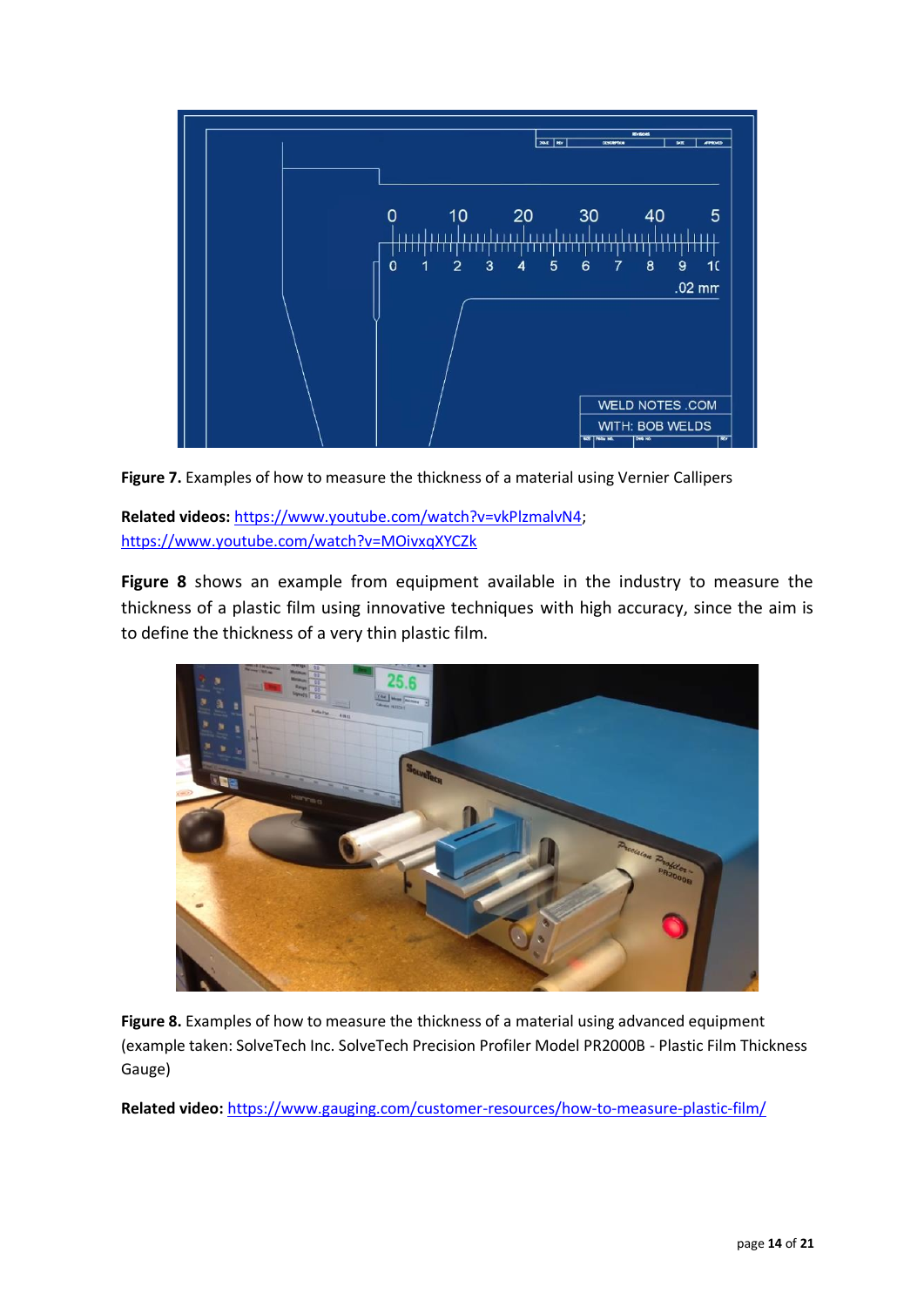**Figure 7.** Examples of how to measure the thickness of a material using Vernier Callipers

**Related videos:** https://www.youtube.com/watch?v=vkPlzmalvN4; https://www.youtube.com/watch?v=MOivxqXYCZk

**Figure 8** shows an example from equipment available in the industry to measure the thickness of a plastic film using innovative techniques with high accuracy, since the aim is to define the thickness of a very thin plastic film.

**Figure 8.** Examples of how to measure the thickness of a material using advanced equipment (example taken: SolveTech Inc. SolveTech Precision Profiler Model PR2000B - Plastic Film Thickness Gauge)

**Related video:** https://www.gauging.com/customer-resources/how-to-measure-plastic-film/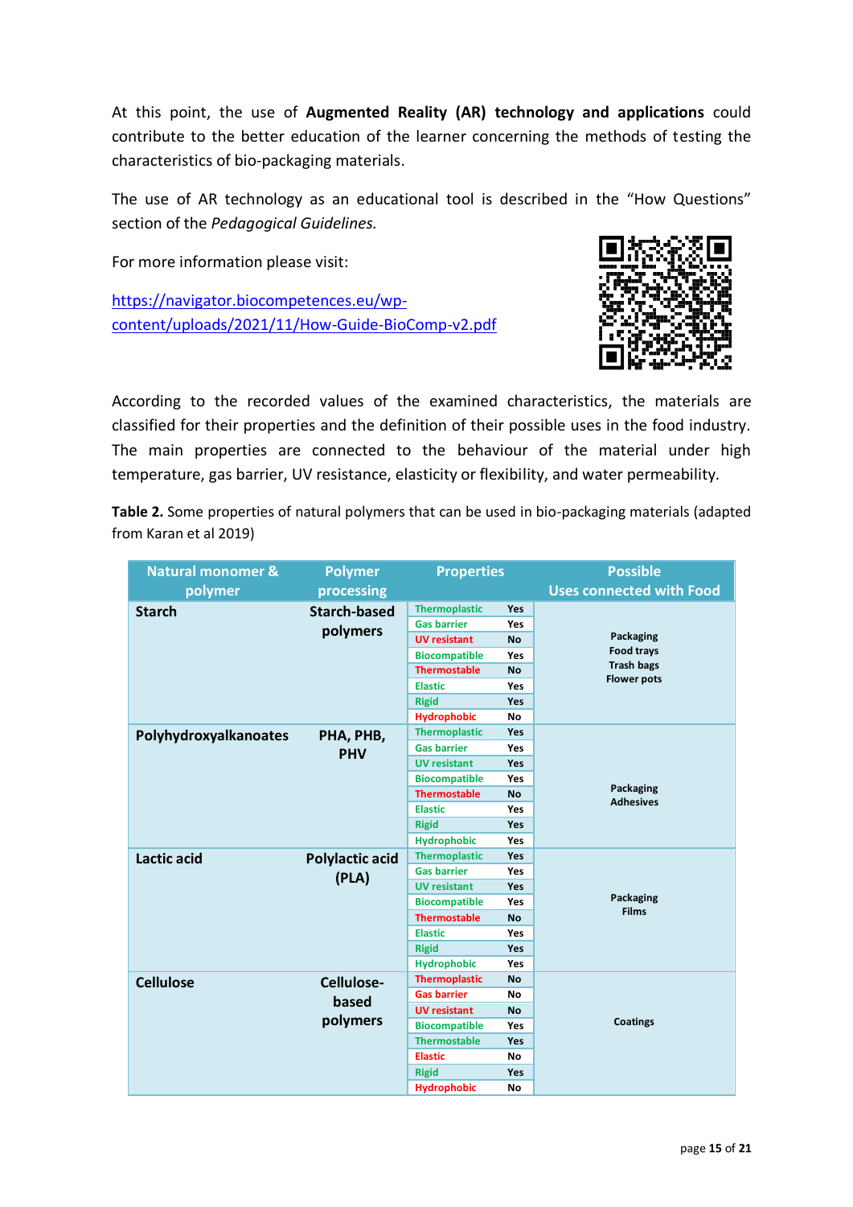At this point, the use of **Augmented Reality (AR) technology and applications** could contribute to the better education of the learner concerning the methods of testing the characteristics of bio-packaging materials.

The use of AR technology as an educational tool is described in the "How Questions" section of the *Pedagogical Guidelines.*

For more information please visit:

https://navigator.biocompetences.eu/wp-content/uploads/2021/11/How-Guide-BioComp-v2.pdf

According to the recorded values of the examined characteristics, the materials are classified for their properties and the definition of their possible uses in the food industry. The main properties are connected to the behaviour of the material under high temperature, gas barrier, UV resistance, elasticity or flexibility, and water permeability.

**Table 2.** Some properties of natural polymers that can be used in bio-packaging materials (adapted from Karan et al 2019)

| Natural monomer & polymer | Polymer processing | Properties | | Possible Uses connected with Food |
|---|---|---|---|---|
| **Starch** | **Starch-based polymers** | Thermoplastic | Yes | Packaging<br>Food trays<br>Trash bags<br>Flower pots |
| | | Gas barrier | Yes | |
| | | UV resistant | No | |
| | | Biocompatible | Yes | |
| | | Thermostable | No | |
| | | Elastic | Yes | |
| | | Rigid | Yes | |
| | | Hydrophobic | No | |
| **Polyhydroxyalkanoates** | **PHA, PHB, PHV** | Thermoplastic | Yes | Packaging<br>Adhesives |
| | | Gas barrier | Yes | |
| | | UV resistant | Yes | |
| | | Biocompatible | Yes | |
| | | Thermostable | No | |
| | | Elastic | Yes | |
| | | Rigid | Yes | |
| | | Hydrophobic | Yes | |
| **Lactic acid** | **Polylactic acid (PLA)** | Thermoplastic | Yes | Packaging<br>Films |
| | | Gas barrier | Yes | |
| | | UV resistant | Yes | |
| | | Biocompatible | Yes | |
| | | Thermostable | No | |
| | | Elastic | Yes | |
| | | Rigid | Yes | |
| | | Hydrophobic | Yes | |
| **Cellulose** | **Cellulose-based polymers** | Thermoplastic | No | Coatings |
| | | Gas barrier | No | |
| | | UV resistant | No | |
| | | Biocompatible | Yes | |
| | | Thermostable | Yes | |
| | | Elastic | No | |
| | | Rigid | Yes | |
| | | Hydrophobic | No | |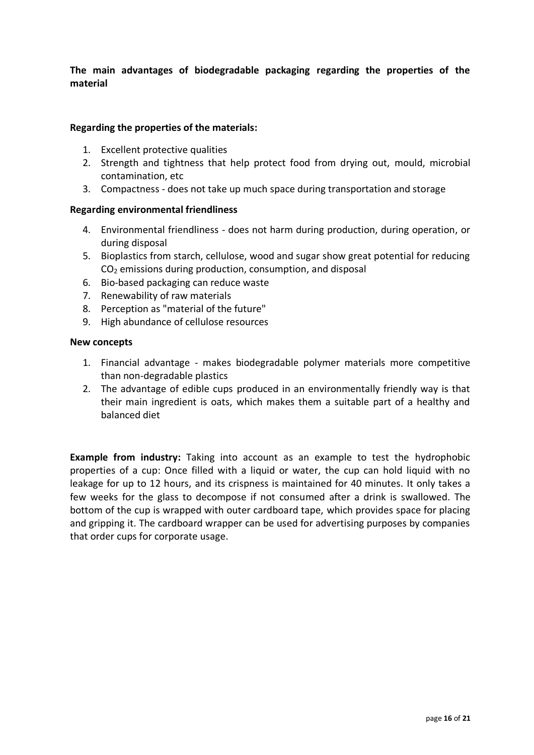**The main advantages of biodegradable packaging regarding the properties of the material**

**Regarding the properties of the materials:**

1. Excellent protective qualities
2. Strength and tightness that help protect food from drying out, mould, microbial contamination, etc
3. Compactness - does not take up much space during transportation and storage

**Regarding environmental friendliness**

4. Environmental friendliness - does not harm during production, during operation, or during disposal
5. Bioplastics from starch, cellulose, wood and sugar show great potential for reducing $CO_2$ emissions during production, consumption, and disposal
6. Bio-based packaging can reduce waste
7. Renewability of raw materials
8. Perception as "material of the future"
9. High abundance of cellulose resources

**New concepts**

1. Financial advantage - makes biodegradable polymer materials more competitive than non-degradable plastics
2. The advantage of edible cups produced in an environmentally friendly way is that their main ingredient is oats, which makes them a suitable part of a healthy and balanced diet

**Example from industry:** Taking into account as an example to test the hydrophobic properties of a cup: Once filled with a liquid or water, the cup can hold liquid with no leakage for up to 12 hours, and its crispness is maintained for 40 minutes. It only takes a few weeks for the glass to decompose if not consumed after a drink is swallowed. The bottom of the cup is wrapped with outer cardboard tape, which provides space for placing and gripping it. The cardboard wrapper can be used for advertising purposes by companies that order cups for corporate usage.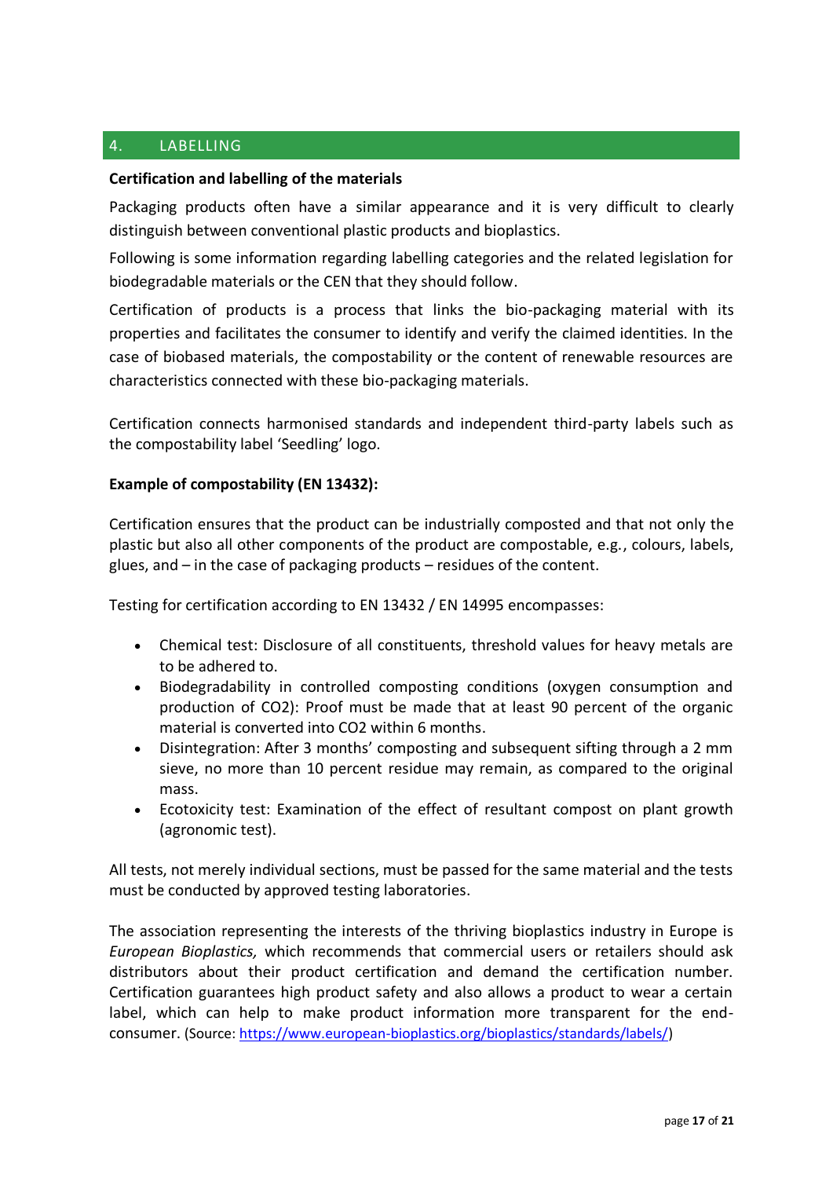## 4. LABELLING

**Certification and labelling of the materials**

Packaging products often have a similar appearance and it is very difficult to clearly distinguish between conventional plastic products and bioplastics.

Following is some information regarding labelling categories and the related legislation for biodegradable materials or the CEN that they should follow.

Certification of products is a process that links the bio-packaging material with its properties and facilitates the consumer to identify and verify the claimed identities. In the case of biobased materials, the compostability or the content of renewable resources are characteristics connected with these bio-packaging materials.

Certification connects harmonised standards and independent third-party labels such as the compostability label 'Seedling' logo.

**Example of compostability (EN 13432):**

Certification ensures that the product can be industrially composted and that not only the plastic but also all other components of the product are compostable, e.g., colours, labels, glues, and – in the case of packaging products – residues of the content.

Testing for certification according to EN 13432 / EN 14995 encompasses:

- Chemical test: Disclosure of all constituents, threshold values for heavy metals are to be adhered to.
- Biodegradability in controlled composting conditions (oxygen consumption and production of $CO_2$): Proof must be made that at least 90 percent of the organic material is converted into $CO_2$ within 6 months.
- Disintegration: After 3 months' composting and subsequent sifting through a 2 mm sieve, no more than 10 percent residue may remain, as compared to the original mass.
- Ecotoxicity test: Examination of the effect of resultant compost on plant growth (agronomic test).

All tests, not merely individual sections, must be passed for the same material and the tests must be conducted by approved testing laboratories.

The association representing the interests of the thriving bioplastics industry in Europe is *European Bioplastics,* which recommends that commercial users or retailers should ask distributors about their product certification and demand the certification number. Certification guarantees high product safety and also allows a product to wear a certain label, which can help to make product information more transparent for the end-consumer. (Source: https://www.european-bioplastics.org/bioplastics/standards/labels/)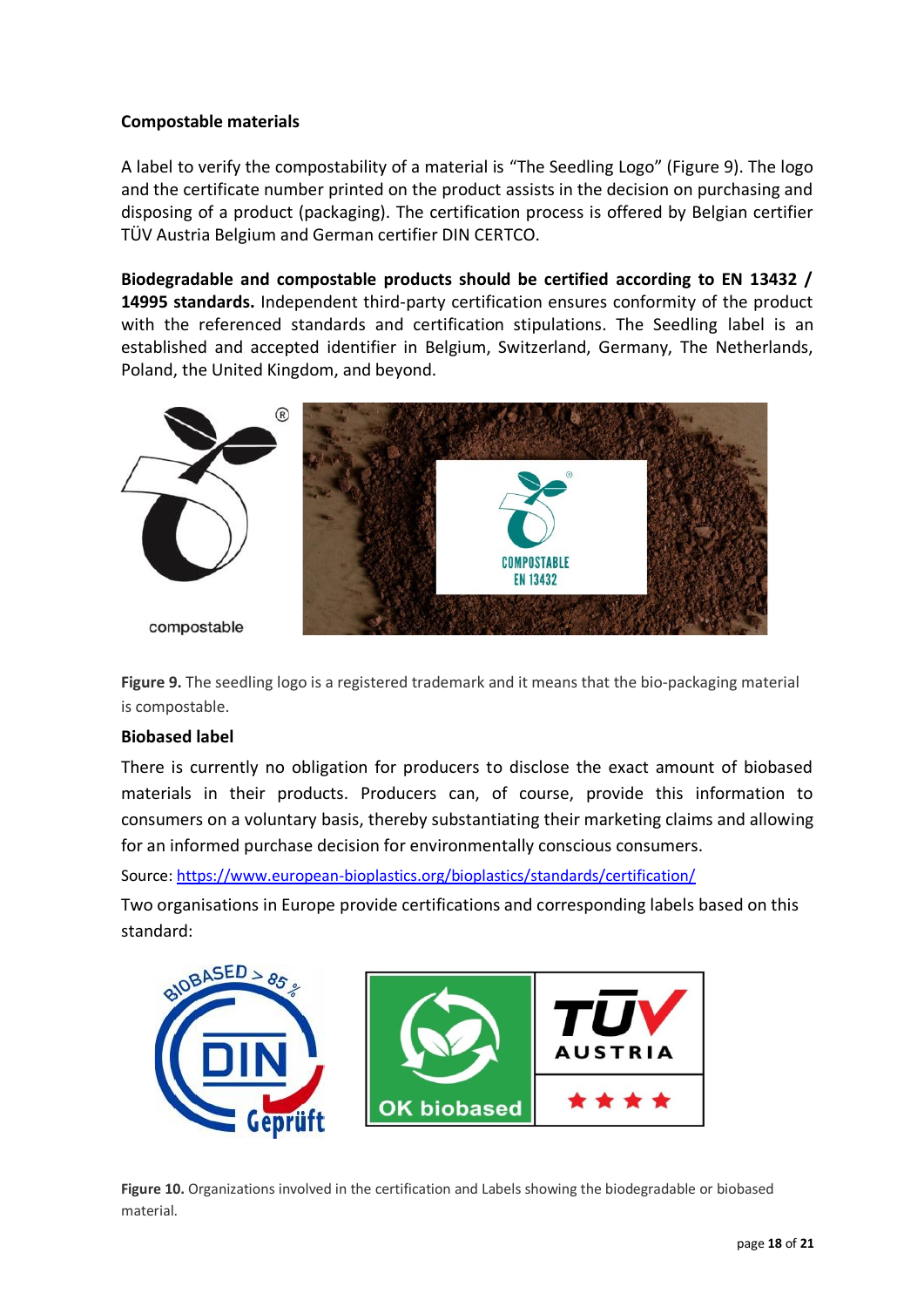**Compostable materials**

A label to verify the compostability of a material is "The Seedling Logo" (Figure 9). The logo and the certificate number printed on the product assists in the decision on purchasing and disposing of a product (packaging). The certification process is offered by Belgian certifier TÜV Austria Belgium and German certifier DIN CERTCO.

**Biodegradable and compostable products should be certified according to EN 13432 / 14995 standards.** Independent third-party certification ensures conformity of the product with the referenced standards and certification stipulations. The Seedling label is an established and accepted identifier in Belgium, Switzerland, Germany, The Netherlands, Poland, the United Kingdom, and beyond.

**Figure 9.** The seedling logo is a registered trademark and it means that the bio-packaging material is compostable.

**Biobased label**

There is currently no obligation for producers to disclose the exact amount of biobased materials in their products. Producers can, of course, provide this information to consumers on a voluntary basis, thereby substantiating their marketing claims and allowing for an informed purchase decision for environmentally conscious consumers.

Source: https://www.european-bioplastics.org/bioplastics/standards/certification/

Two organisations in Europe provide certifications and corresponding labels based on this standard:

**Figure 10.** Organizations involved in the certification and Labels showing the biodegradable or biobased material.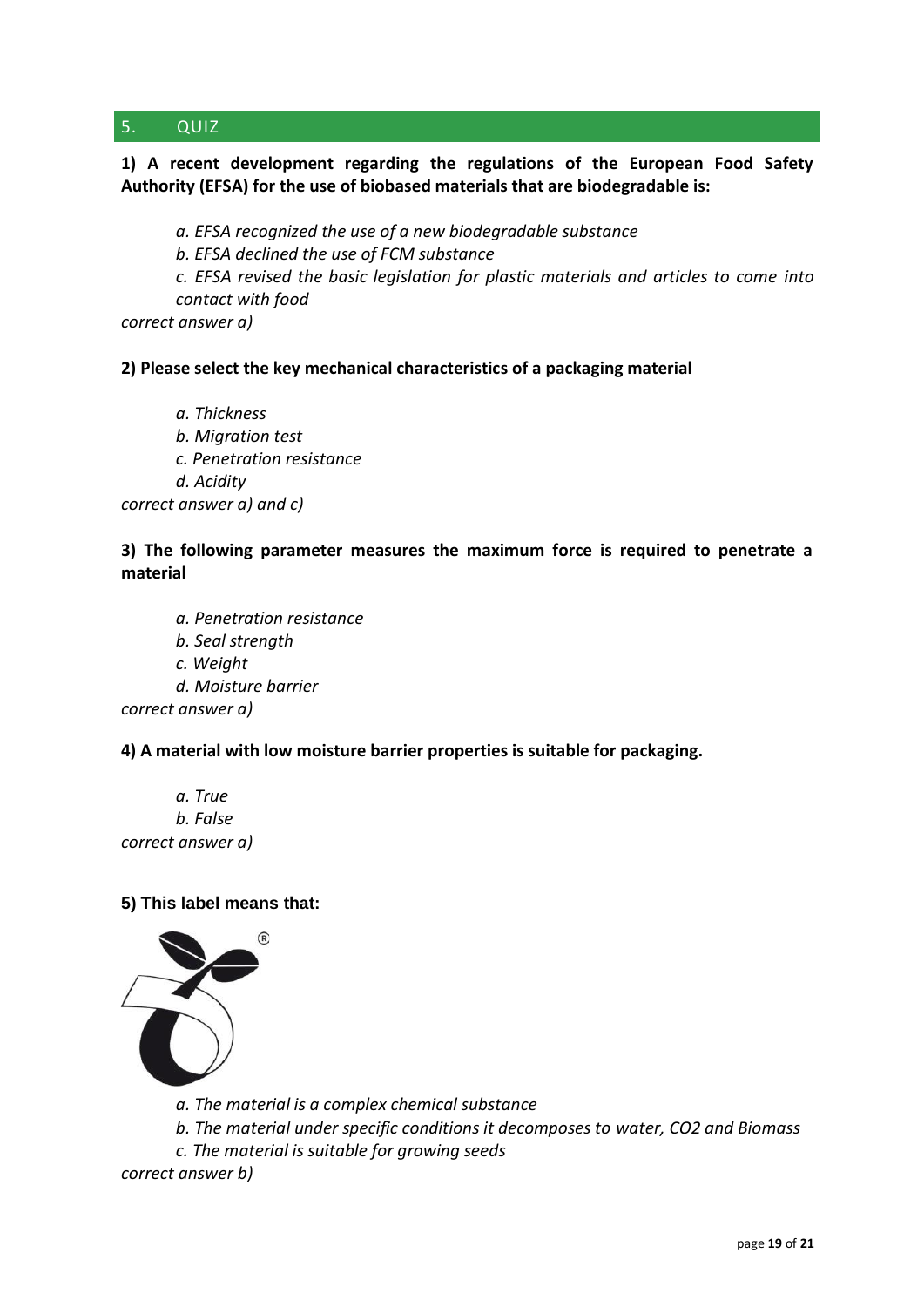## 5. QUIZ

**1) A recent development regarding the regulations of the European Food Safety Authority (EFSA) for the use of biobased materials that are biodegradable is:**

*a. EFSA recognized the use of a new biodegradable substance*

*b. EFSA declined the use of FCM substance*

*c. EFSA revised the basic legislation for plastic materials and articles to come into contact with food*

*correct answer a)*

**2) Please select the key mechanical characteristics of a packaging material**

*a. Thickness*

*b. Migration test*

*c. Penetration resistance*

*d. Acidity*

*correct answer a) and c)*

**3) The following parameter measures the maximum force is required to penetrate a material**

*a. Penetration resistance*

*b. Seal strength*

*c. Weight*

*d. Moisture barrier*

*correct answer a)*

**4) A material with low moisture barrier properties is suitable for packaging.**

*a. True*

*b. False*

*correct answer a)*

**5) This label means that:**

*a. The material is a complex chemical substance*

*b. The material under specific conditions it decomposes to water, $CO_2$ and Biomass*

*c. The material is suitable for growing seeds*

*correct answer b)*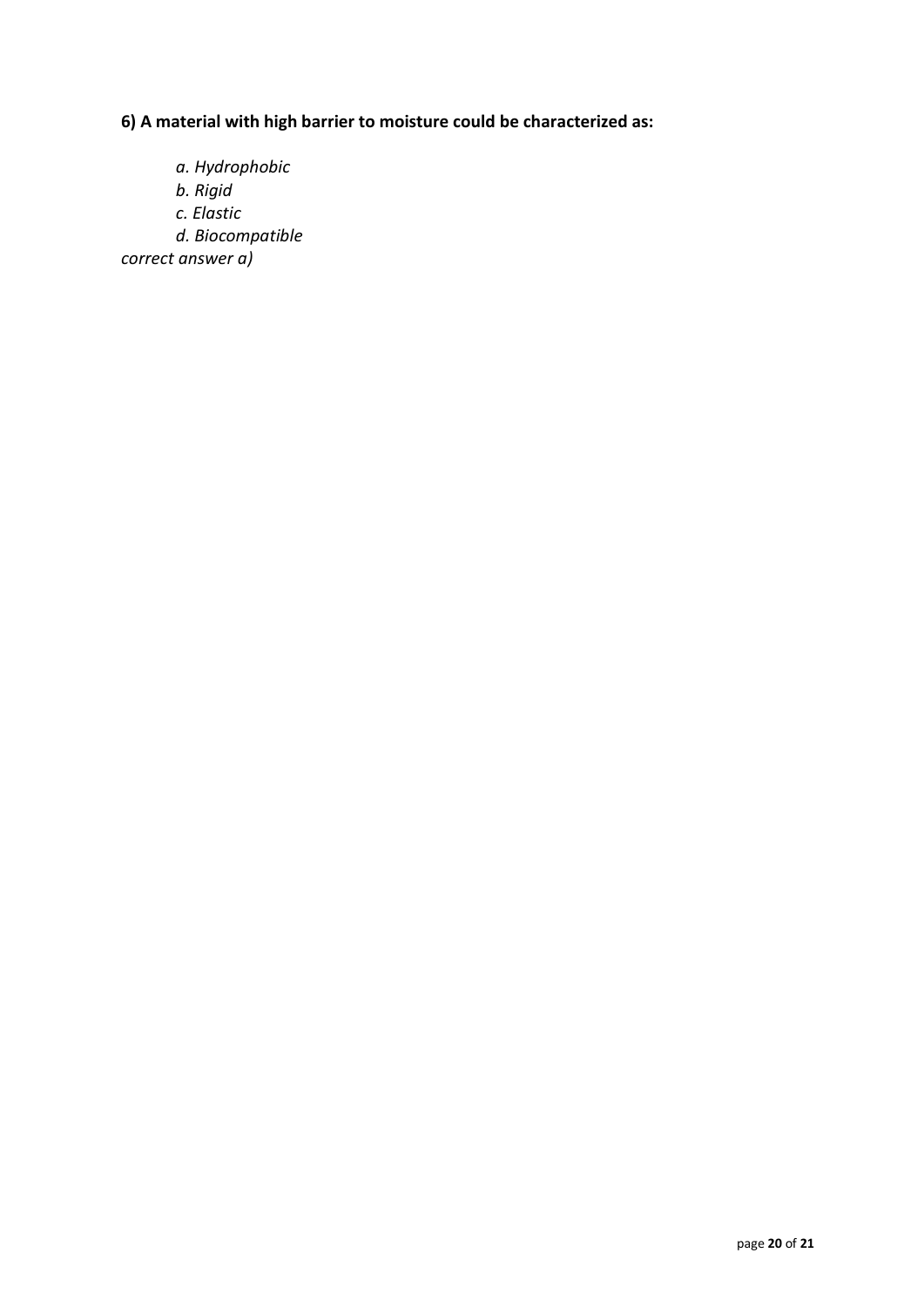**6) A material with high barrier to moisture could be characterized as:**

*a. Hydrophobic*
*b. Rigid*
*c. Elastic*
*d. Biocompatible*

*correct answer a)*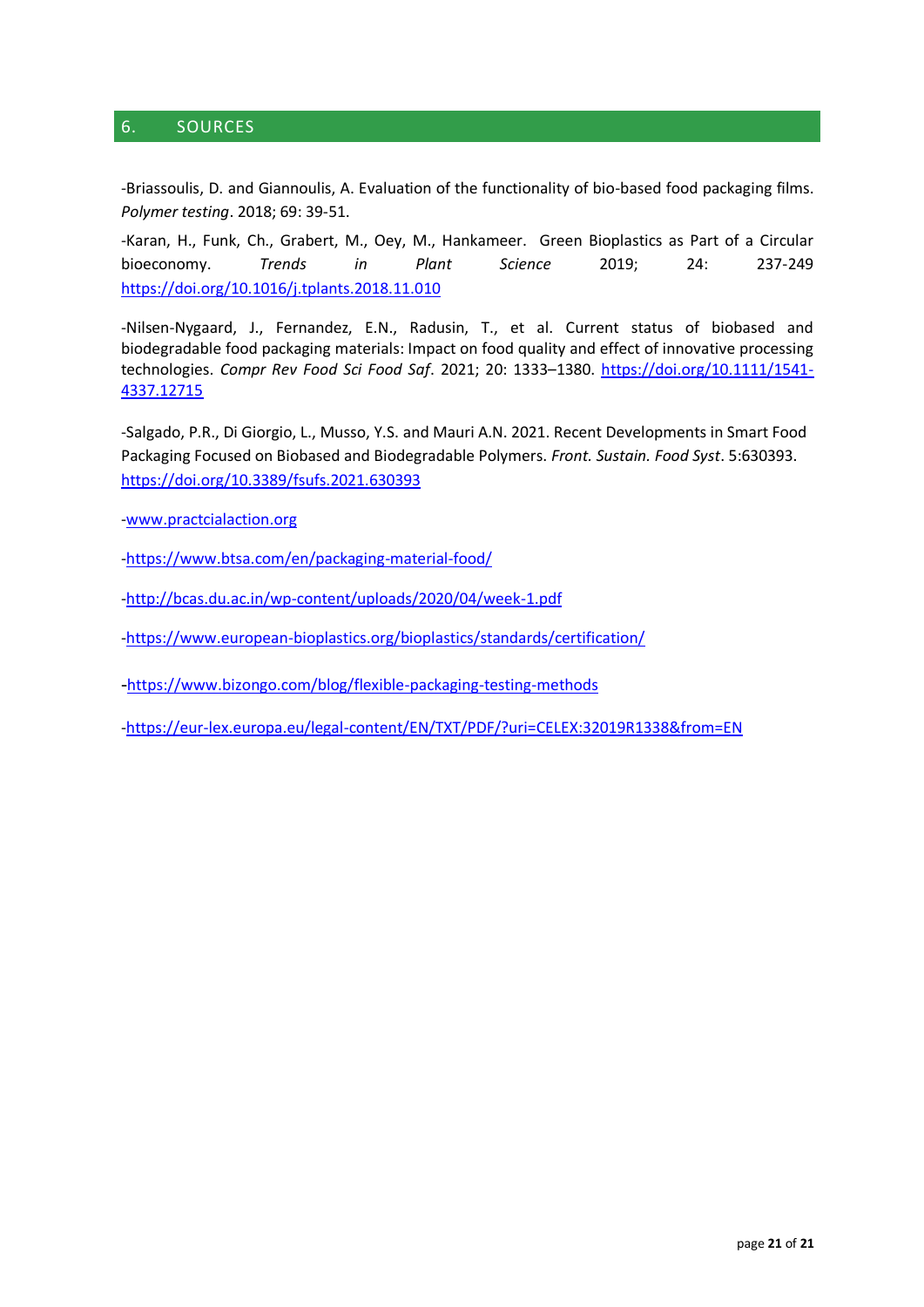## 6. SOURCES

-Briassoulis, D. and Giannoulis, A. Evaluation of the functionality of bio-based food packaging films. *Polymer testing*. 2018; 69: 39-51.

-Karan, H., Funk, Ch., Grabert, M., Oey, M., Hankameer. Green Bioplastics as Part of a Circular bioeconomy. *Trends in Plant Science* 2019; 24: 237-249 https://doi.org/10.1016/j.tplants.2018.11.010

-Nilsen-Nygaard, J., Fernandez, E.N., Radusin, T., et al. Current status of biobased and biodegradable food packaging materials: Impact on food quality and effect of innovative processing technologies. *Compr Rev Food Sci Food Saf*. 2021; 20: 1333–1380. https://doi.org/10.1111/1541-4337.12715

-Salgado, P.R., Di Giorgio, L., Musso, Y.S. and Mauri A.N. 2021. Recent Developments in Smart Food Packaging Focused on Biobased and Biodegradable Polymers. *Front. Sustain. Food Syst*. 5:630393. https://doi.org/10.3389/fsufs.2021.630393

-www.practcialaction.org

-https://www.btsa.com/en/packaging-material-food/

-http://bcas.du.ac.in/wp-content/uploads/2020/04/week-1.pdf

-https://www.european-bioplastics.org/bioplastics/standards/certification/

-https://www.bizongo.com/blog/flexible-packaging-testing-methods

-https://eur-lex.europa.eu/legal-content/EN/TXT/PDF/?uri=CELEX:32019R1338&from=EN